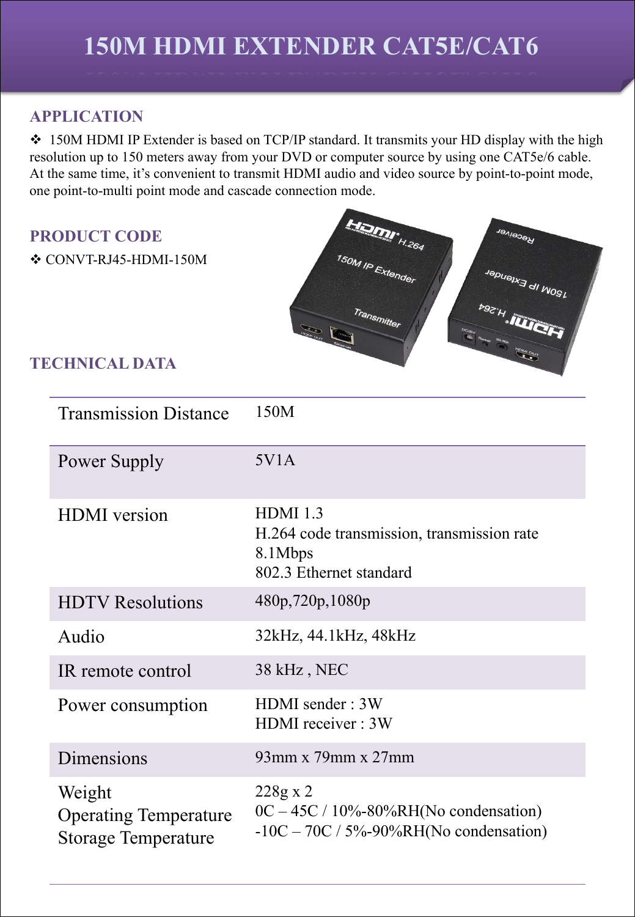# 150M HDMI EXTENDER CAT5E/CAT6

## APPLICATION

❖ 150M HDMI IP Extender is based on TCP/IP standard. It transmits your HD display with the high resolution up to 150 meters away from your DVD or computer source by using one CAT5e/6 cable. At the same time, it's convenient to transmit HDMI audio and video source by point-to-point mode, one point-to-multi point mode and cascade connection mode.

## PRODUCT CODE

❖ CONVT-RJ45-HDMI-150M

## TECHNICAL DATA

| | |
|---|---|
| Transmission Distance | 150M |
| Power Supply | 5V1A |
| HDMI version | HDMI 1.3<br>H.264 code transmission, transmission rate 8.1Mbps<br>802.3 Ethernet standard |
| HDTV Resolutions | 480p,720p,1080p |
| Audio | 32kHz, 44.1kHz, 48kHz |
| IR remote control | 38 kHz , NEC |
| Power consumption | HDMI sender : 3W<br>HDMI receiver : 3W |
| Dimensions | 93mm x 79mm x 27mm |
| Weight<br>Operating Temperature<br>Storage Temperature | 228g x 2<br>0C – 45C / 10%-80%RH(No condensation)<br>-10C – 70C / 5%-90%RH(No condensation) |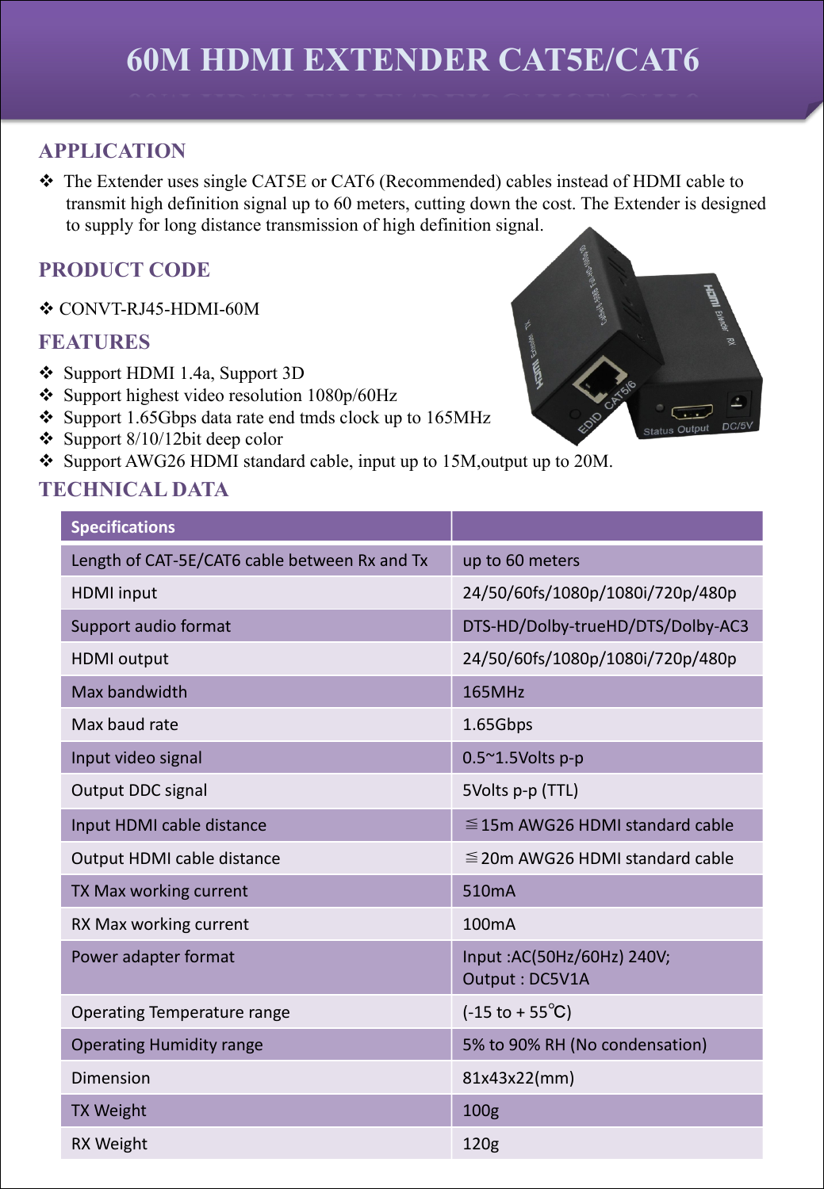# 60M HDMI EXTENDER CAT5E/CAT6

## APPLICATION

- The Extender uses single CAT5E or CAT6 (Recommended) cables instead of HDMI cable to transmit high definition signal up to 60 meters, cutting down the cost. The Extender is designed to supply for long distance transmission of high definition signal.

## PRODUCT CODE

- CONVT-RJ45-HDMI-60M

## FEATURES

- Support HDMI 1.4a, Support 3D
- Support highest video resolution 1080p/60Hz
- Support 1.65Gbps data rate end tmds clock up to 165MHz
- Support 8/10/12bit deep color
- Support AWG26 HDMI standard cable, input up to 15M,output up to 20M.

## TECHNICAL DATA

| Specifications | |
|---|---|
| Length of CAT-5E/CAT6 cable between Rx and Tx | up to 60 meters |
| HDMI input | 24/50/60fs/1080p/1080i/720p/480p |
| Support audio format | DTS-HD/Dolby-trueHD/DTS/Dolby-AC3 |
| HDMI output | 24/50/60fs/1080p/1080i/720p/480p |
| Max bandwidth | 165MHz |
| Max baud rate | 1.65Gbps |
| Input video signal | 0.5~1.5Volts p-p |
| Output DDC signal | 5Volts p-p (TTL) |
| Input HDMI cable distance | ≦15m AWG26 HDMI standard cable |
| Output HDMI cable distance | ≦20m AWG26 HDMI standard cable |
| TX Max working current | 510mA |
| RX Max working current | 100mA |
| Power adapter format | Input :AC(50Hz/60Hz) 240V; Output : DC5V1A |
| Operating Temperature range | (-15 to + 55℃) |
| Operating Humidity range | 5% to 90% RH (No condensation) |
| Dimension | 81x43x22(mm) |
| TX Weight | 100g |
| RX Weight | 120g |